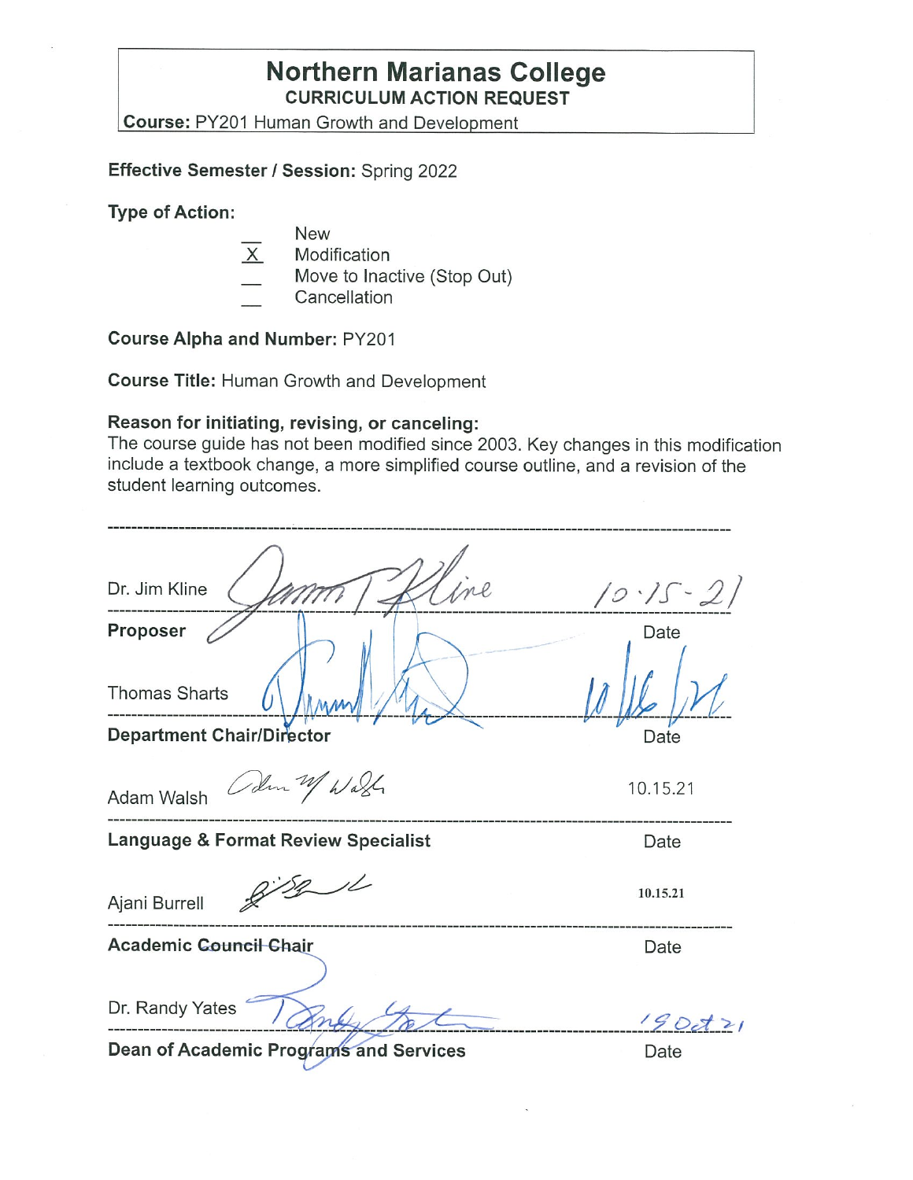# Northern Marianas College

## CURRICULUM ACTION REQUEST

**Course:** PY201 Human Growth and Development

**Effective Semester / Session:** Spring 2022

**Type of Action:**

- ___ New
- _X_ Modification
- ___ Move to Inactive (Stop Out)
- ___ Cancellation

**Course Alpha and Number:** PY201

**Course Title:** Human Growth and Development

**Reason for initiating, revising, or canceling:**
The course guide has not been modified since 2003. Key changes in this modification include a textbook change, a more simplified course outline, and a revision of the student learning outcomes.

---

| | |
|---|---|
| Dr. Jim Kline | 10-15-21 |
| **Proposer** | Date |
| Thomas Sharts | 10/16/21 |
| **Department Chair/Director** | Date |
| Adam Walsh | 10.15.21 |
| **Language & Format Review Specialist** | Date |
| Ajani Burrell | 10.15.21 |
| **Academic Council Chair** | Date |
| Dr. Randy Yates | 19 Oct 21 |
| **Dean of Academic Programs and Services** | Date |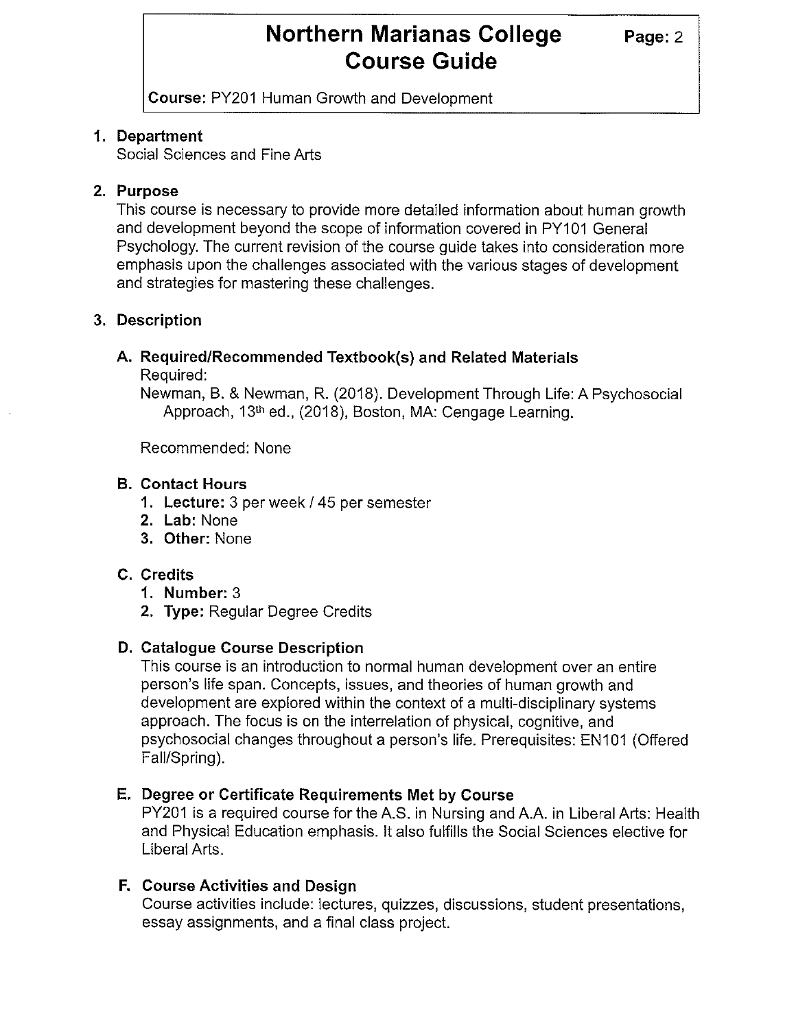**Course:** PY201 Human Growth and Development

## 1. Department

Social Sciences and Fine Arts

## 2. Purpose

This course is necessary to provide more detailed information about human growth and development beyond the scope of information covered in PY101 General Psychology. The current revision of the course guide takes into consideration more emphasis upon the challenges associated with the various stages of development and strategies for mastering these challenges.

## 3. Description

### A. Required/Recommended Textbook(s) and Related Materials

Required:

Newman, B. & Newman, R. (2018). Development Through Life: A Psychosocial Approach, 13th ed., (2018), Boston, MA: Cengage Learning.

Recommended: None

### B. Contact Hours

1. **Lecture:** 3 per week / 45 per semester
2. **Lab:** None
3. **Other:** None

### C. Credits

1. **Number:** 3
2. **Type:** Regular Degree Credits

### D. Catalogue Course Description

This course is an introduction to normal human development over an entire person's life span. Concepts, issues, and theories of human growth and development are explored within the context of a multi-disciplinary systems approach. The focus is on the interrelation of physical, cognitive, and psychosocial changes throughout a person's life. Prerequisites: EN101 (Offered Fall/Spring).

### E. Degree or Certificate Requirements Met by Course

PY201 is a required course for the A.S. in Nursing and A.A. in Liberal Arts: Health and Physical Education emphasis. It also fulfills the Social Sciences elective for Liberal Arts.

### F. Course Activities and Design

Course activities include: lectures, quizzes, discussions, student presentations, essay assignments, and a final class project.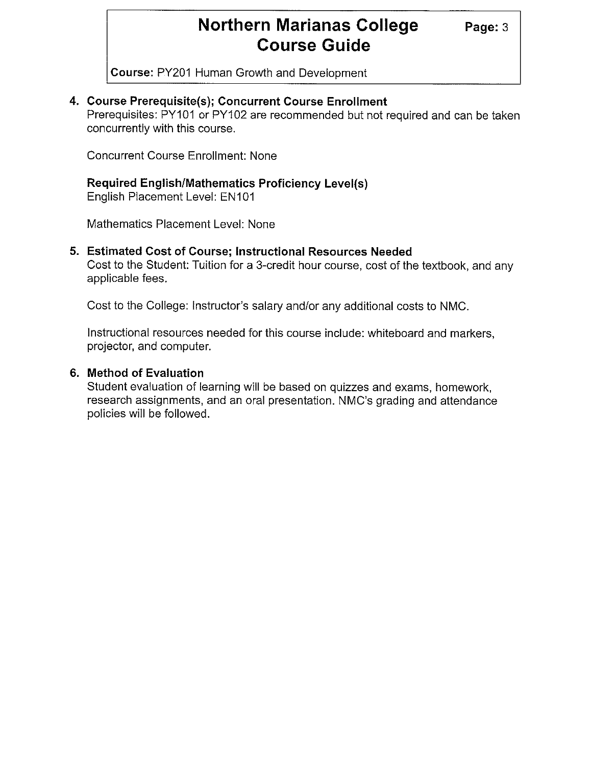### 4. Course Prerequisite(s); Concurrent Course Enrollment

Prerequisites: PY101 or PY102 are recommended but not required and can be taken concurrently with this course.

Concurrent Course Enrollment: None

**Required English/Mathematics Proficiency Level(s)**

English Placement Level: EN101

Mathematics Placement Level: None

### 5. Estimated Cost of Course; Instructional Resources Needed

Cost to the Student: Tuition for a 3-credit hour course, cost of the textbook, and any applicable fees.

Cost to the College: Instructor's salary and/or any additional costs to NMC.

Instructional resources needed for this course include: whiteboard and markers, projector, and computer.

### 6. Method of Evaluation

Student evaluation of learning will be based on quizzes and exams, homework, research assignments, and an oral presentation. NMC's grading and attendance policies will be followed.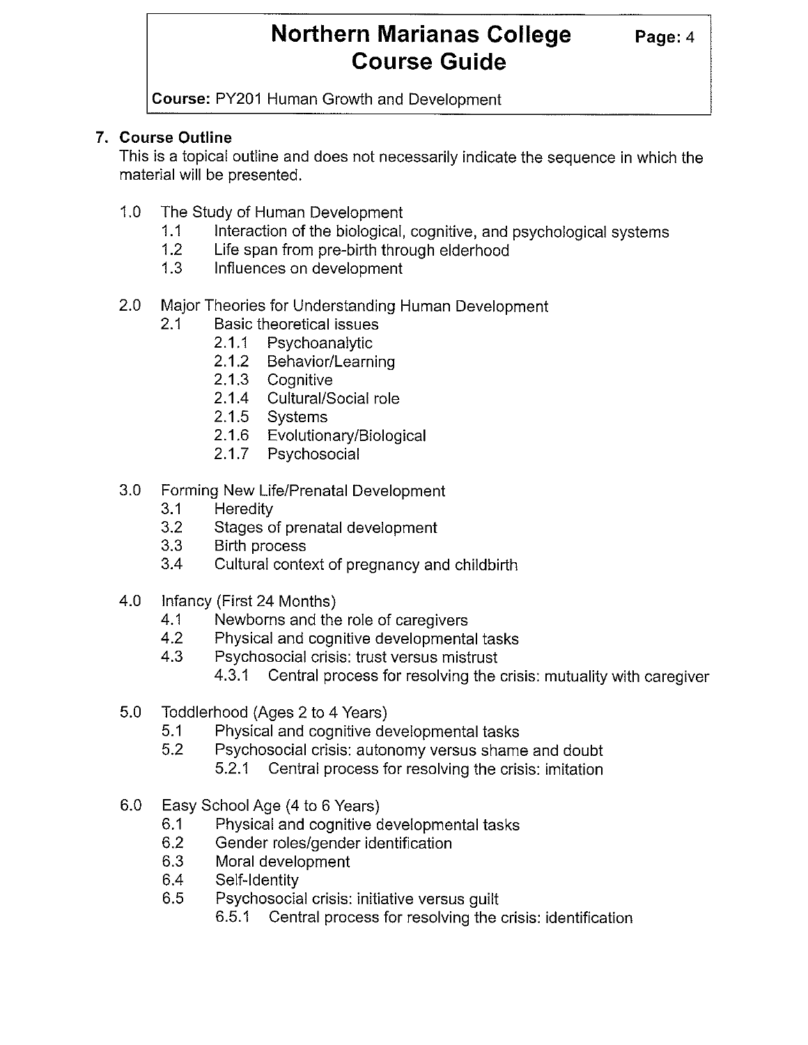## 7. Course Outline

This is a topical outline and does not necessarily indicate the sequence in which the material will be presented.

- 1.0 The Study of Human Development
  - 1.1 Interaction of the biological, cognitive, and psychological systems
  - 1.2 Life span from pre-birth through elderhood
  - 1.3 Influences on development
- 2.0 Major Theories for Understanding Human Development
  - 2.1 Basic theoretical issues
    - 2.1.1 Psychoanalytic
    - 2.1.2 Behavior/Learning
    - 2.1.3 Cognitive
    - 2.1.4 Cultural/Social role
    - 2.1.5 Systems
    - 2.1.6 Evolutionary/Biological
    - 2.1.7 Psychosocial
- 3.0 Forming New Life/Prenatal Development
  - 3.1 Heredity
  - 3.2 Stages of prenatal development
  - 3.3 Birth process
  - 3.4 Cultural context of pregnancy and childbirth
- 4.0 Infancy (First 24 Months)
  - 4.1 Newborns and the role of caregivers
  - 4.2 Physical and cognitive developmental tasks
  - 4.3 Psychosocial crisis: trust versus mistrust
    - 4.3.1 Central process for resolving the crisis: mutuality with caregiver
- 5.0 Toddlerhood (Ages 2 to 4 Years)
  - 5.1 Physical and cognitive developmental tasks
  - 5.2 Psychosocial crisis: autonomy versus shame and doubt
    - 5.2.1 Central process for resolving the crisis: imitation
- 6.0 Easy School Age (4 to 6 Years)
  - 6.1 Physical and cognitive developmental tasks
  - 6.2 Gender roles/gender identification
  - 6.3 Moral development
  - 6.4 Self-Identity
  - 6.5 Psychosocial crisis: initiative versus guilt
    - 6.5.1 Central process for resolving the crisis: identification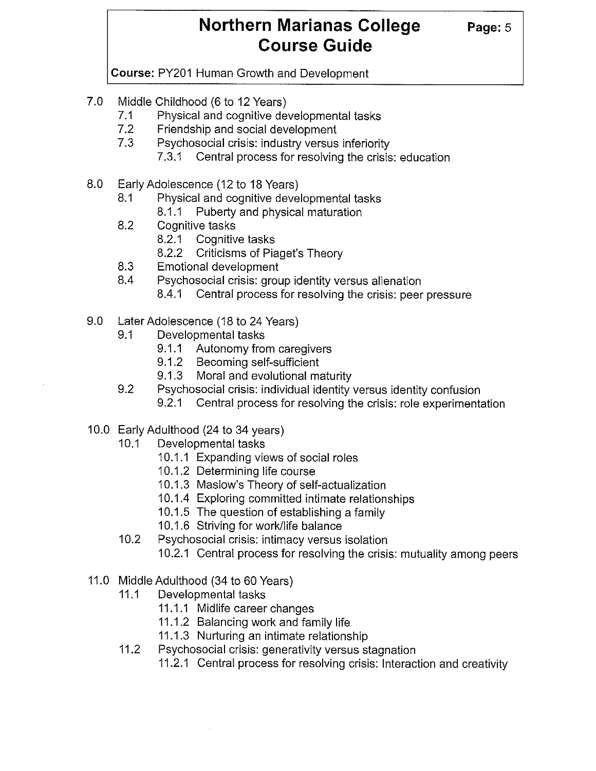7.0 Middle Childhood (6 to 12 Years)
  - 7.1 Physical and cognitive developmental tasks
  - 7.2 Friendship and social development
  - 7.3 Psychosocial crisis: industry versus inferiority
    - 7.3.1 Central process for resolving the crisis: education

8.0 Early Adolescence (12 to 18 Years)
  - 8.1 Physical and cognitive developmental tasks
    - 8.1.1 Puberty and physical maturation
  - 8.2 Cognitive tasks
    - 8.2.1 Cognitive tasks
    - 8.2.2 Criticisms of Piaget's Theory
  - 8.3 Emotional development
  - 8.4 Psychosocial crisis: group identity versus alienation
    - 8.4.1 Central process for resolving the crisis: peer pressure

9.0 Later Adolescence (18 to 24 Years)
  - 9.1 Developmental tasks
    - 9.1.1 Autonomy from caregivers
    - 9.1.2 Becoming self-sufficient
    - 9.1.3 Moral and evolutional maturity
  - 9.2 Psychosocial crisis: individual identity versus identity confusion
    - 9.2.1 Central process for resolving the crisis: role experimentation

10.0 Early Adulthood (24 to 34 years)
  - 10.1 Developmental tasks
    - 10.1.1 Expanding views of social roles
    - 10.1.2 Determining life course
    - 10.1.3 Maslow's Theory of self-actualization
    - 10.1.4 Exploring committed intimate relationships
    - 10.1.5 The question of establishing a family
    - 10.1.6 Striving for work/life balance
  - 10.2 Psychosocial crisis: intimacy versus isolation
    - 10.2.1 Central process for resolving the crisis: mutuality among peers

11.0 Middle Adulthood (34 to 60 Years)
  - 11.1 Developmental tasks
    - 11.1.1 Midlife career changes
    - 11.1.2 Balancing work and family life
    - 11.1.3 Nurturing an intimate relationship
  - 11.2 Psychosocial crisis: generativity versus stagnation
    - 11.2.1 Central process for resolving crisis: Interaction and creativity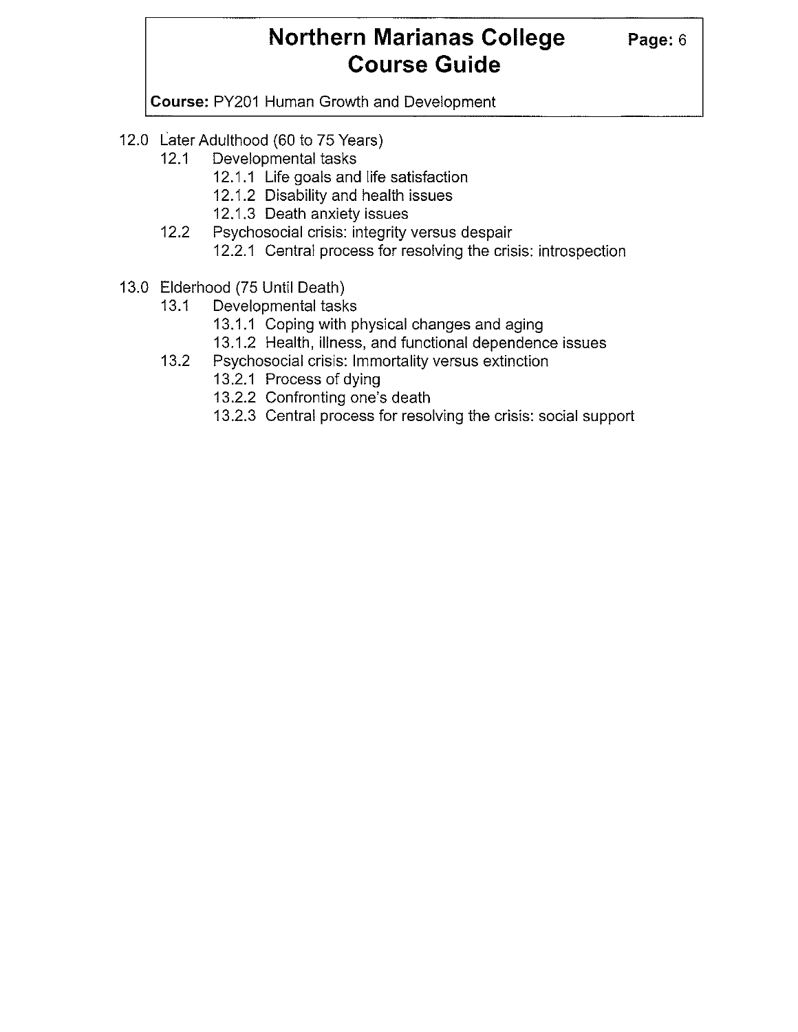- 12.0 Later Adulthood (60 to 75 Years)
  - 12.1 Developmental tasks
    - 12.1.1 Life goals and life satisfaction
    - 12.1.2 Disability and health issues
    - 12.1.3 Death anxiety issues
  - 12.2 Psychosocial crisis: integrity versus despair
    - 12.2.1 Central process for resolving the crisis: introspection

- 13.0 Elderhood (75 Until Death)
  - 13.1 Developmental tasks
    - 13.1.1 Coping with physical changes and aging
    - 13.1.2 Health, illness, and functional dependence issues
  - 13.2 Psychosocial crisis: Immortality versus extinction
    - 13.2.1 Process of dying
    - 13.2.2 Confronting one's death
    - 13.2.3 Central process for resolving the crisis: social support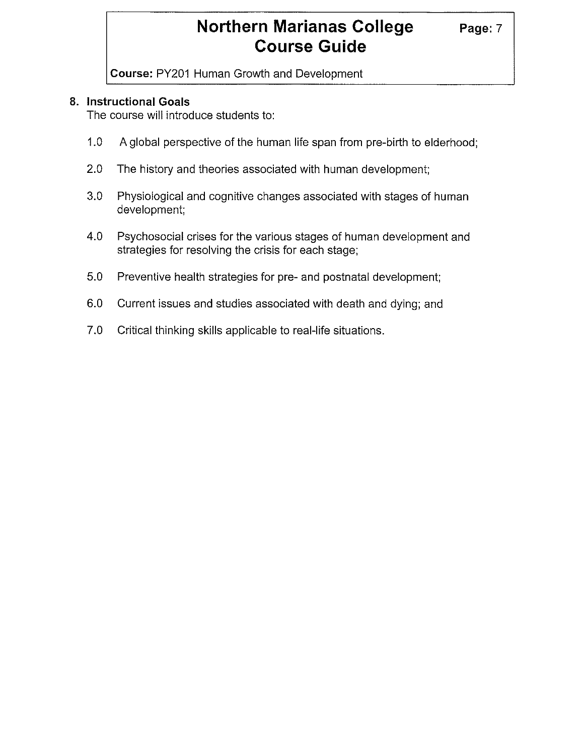## 8. Instructional Goals

The course will introduce students to:

1.0 A global perspective of the human life span from pre-birth to elderhood;

2.0 The history and theories associated with human development;

3.0 Physiological and cognitive changes associated with stages of human development;

4.0 Psychosocial crises for the various stages of human development and strategies for resolving the crisis for each stage;

5.0 Preventive health strategies for pre- and postnatal development;

6.0 Current issues and studies associated with death and dying; and

7.0 Critical thinking skills applicable to real-life situations.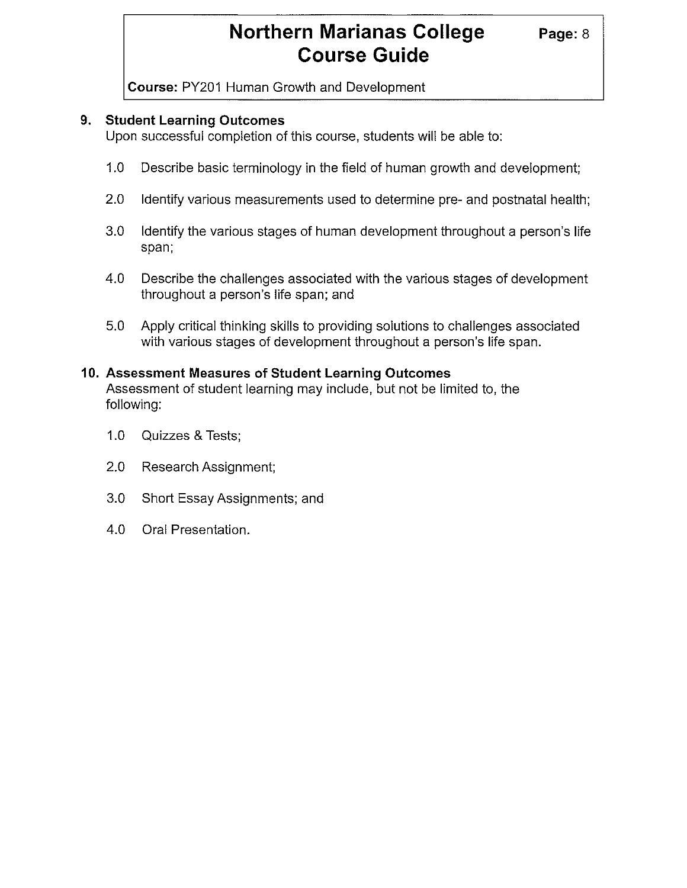## 9. Student Learning Outcomes

Upon successful completion of this course, students will be able to:

1.0 Describe basic terminology in the field of human growth and development;

2.0 Identify various measurements used to determine pre- and postnatal health;

3.0 Identify the various stages of human development throughout a person's life span;

4.0 Describe the challenges associated with the various stages of development throughout a person's life span; and

5.0 Apply critical thinking skills to providing solutions to challenges associated with various stages of development throughout a person's life span.

## 10. Assessment Measures of Student Learning Outcomes

Assessment of student learning may include, but not be limited to, the following:

1.0 Quizzes & Tests;

2.0 Research Assignment;

3.0 Short Essay Assignments; and

4.0 Oral Presentation.